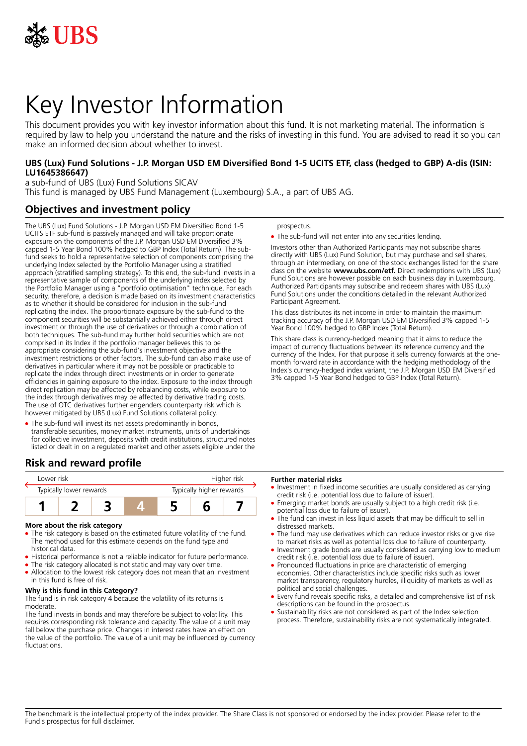# Key Investor Information

This document provides you with key investor information about this fund. It is not marketing material. The information is required by law to help you understand the nature and the risks of investing in this fund. You are advised to read it so you can make an informed decision about whether to invest.

**UBS (Lux) Fund Solutions - J.P. Morgan USD EM Diversified Bond 1-5 UCITS ETF, class (hedged to GBP) A-dis (ISIN: LU1645386647)**

a sub-fund of UBS (Lux) Fund Solutions SICAV

This fund is managed by UBS Fund Management (Luxembourg) S.A., a part of UBS AG.

## Objectives and investment policy

The UBS (Lux) Fund Solutions - J.P. Morgan USD EM Diversified Bond 1-5 UCITS ETF sub-fund is passively managed and will take proportionate exposure on the components of the J.P. Morgan USD EM Diversified 3% capped 1-5 Year Bond 100% hedged to GBP Index (Total Return). The sub-fund seeks to hold a representative selection of components comprising the underlying Index selected by the Portfolio Manager using a stratified approach (stratified sampling strategy). To this end, the sub-fund invests in a representative sample of components of the underlying index selected by the Portfolio Manager using a "portfolio optimisation" technique. For each security, therefore, a decision is made based on its investment characteristics as to whether it should be considered for inclusion in the sub-fund replicating the index. The proportionate exposure by the sub-fund to the component securities will be substantially achieved either through direct investment or through the use of derivatives or through a combination of both techniques. The sub-fund may further hold securities which are not comprised in its Index if the portfolio manager believes this to be appropriate considering the sub-fund's investment objective and the investment restrictions or other factors. The sub-fund can also make use of derivatives in particular where it may not be possible or practicable to replicate the index through direct investments or in order to generate efficiencies in gaining exposure to the index. Exposure to the index through direct replication may be affected by rebalancing costs, while exposure to the index through derivatives may be affected by derivative trading costs. The use of OTC derivatives further engenders counterparty risk which is however mitigated by UBS (Lux) Fund Solutions collateral policy.

- The sub-fund will invest its net assets predominantly in bonds, transferable securities, money market instruments, units of undertakings for collective investment, deposits with credit institutions, structured notes listed or dealt in on a regulated market and other assets eligible under the prospectus.
- The sub-fund will not enter into any securities lending.

Investors other than Authorized Participants may not subscribe shares directly with UBS (Lux) Fund Solution, but may purchase and sell shares, through an intermediary, on one of the stock exchanges listed for the share class on the website **www.ubs.com/etf.** Direct redemptions with UBS (Lux) Fund Solutions are however possible on each business day in Luxembourg. Authorized Participants may subscribe and redeem shares with UBS (Lux) Fund Solutions under the conditions detailed in the relevant Authorized Participant Agreement.

This class distributes its net income in order to maintain the maximum tracking accuracy of the J.P. Morgan USD EM Diversified 3% capped 1-5 Year Bond 100% hedged to GBP Index (Total Return).

This share class is currency-hedged meaning that it aims to reduce the impact of currency fluctuations between its reference currency and the currency of the Index. For that purpose it sells currency forwards at the one-month forward rate in accordance with the hedging methodology of the Index's currency-hedged index variant, the J.P. Morgan USD EM Diversified 3% capped 1-5 Year Bond hedged to GBP Index (Total Return).

## Risk and reward profile

| Lower risk | | | | | | Higher risk |
|---|---|---|---|---|---|---|
| Typically lower rewards | | | | | | Typically higher rewards |
| 1 | 2 | 3 | **4** | 5 | 6 | 7 |

### More about the risk category

- The risk category is based on the estimated future volatility of the fund. The method used for this estimate depends on the fund type and historical data.
- Historical performance is not a reliable indicator for future performance.
- The risk category allocated is not static and may vary over time.
- Allocation to the lowest risk category does not mean that an investment in this fund is free of risk.

### Why is this fund in this Category?

The fund is in risk category 4 because the volatility of its returns is moderate.

The fund invests in bonds and may therefore be subject to volatility. This requires corresponding risk tolerance and capacity. The value of a unit may fall below the purchase price. Changes in interest rates have an effect on the value of the portfolio. The value of a unit may be influenced by currency fluctuations.

### Further material risks

- Investment in fixed income securities are usually considered as carrying credit risk (i.e. potential loss due to failure of issuer).
- Emerging market bonds are usually subject to a high credit risk (i.e. potential loss due to failure of issuer).
- The fund can invest in less liquid assets that may be difficult to sell in distressed markets.
- The fund may use derivatives which can reduce investor risks or give rise to market risks as well as potential loss due to failure of counterparty.
- Investment grade bonds are usually considered as carrying low to medium credit risk (i.e. potential loss due to failure of issuer).
- Pronounced fluctuations in price are characteristic of emerging economies. Other characteristics include specific risks such as lower market transparency, regulatory hurdles, illiquidity of markets as well as political and social challenges.
- Every fund reveals specific risks, a detailed and comprehensive list of risk descriptions can be found in the prospectus.
- Sustainability risks are not considered as part of the Index selection process. Therefore, sustainability risks are not systematically integrated.

The benchmark is the intellectual property of the index provider. The Share Class is not sponsored or endorsed by the index provider. Please refer to the Fund's prospectus for full disclaimer.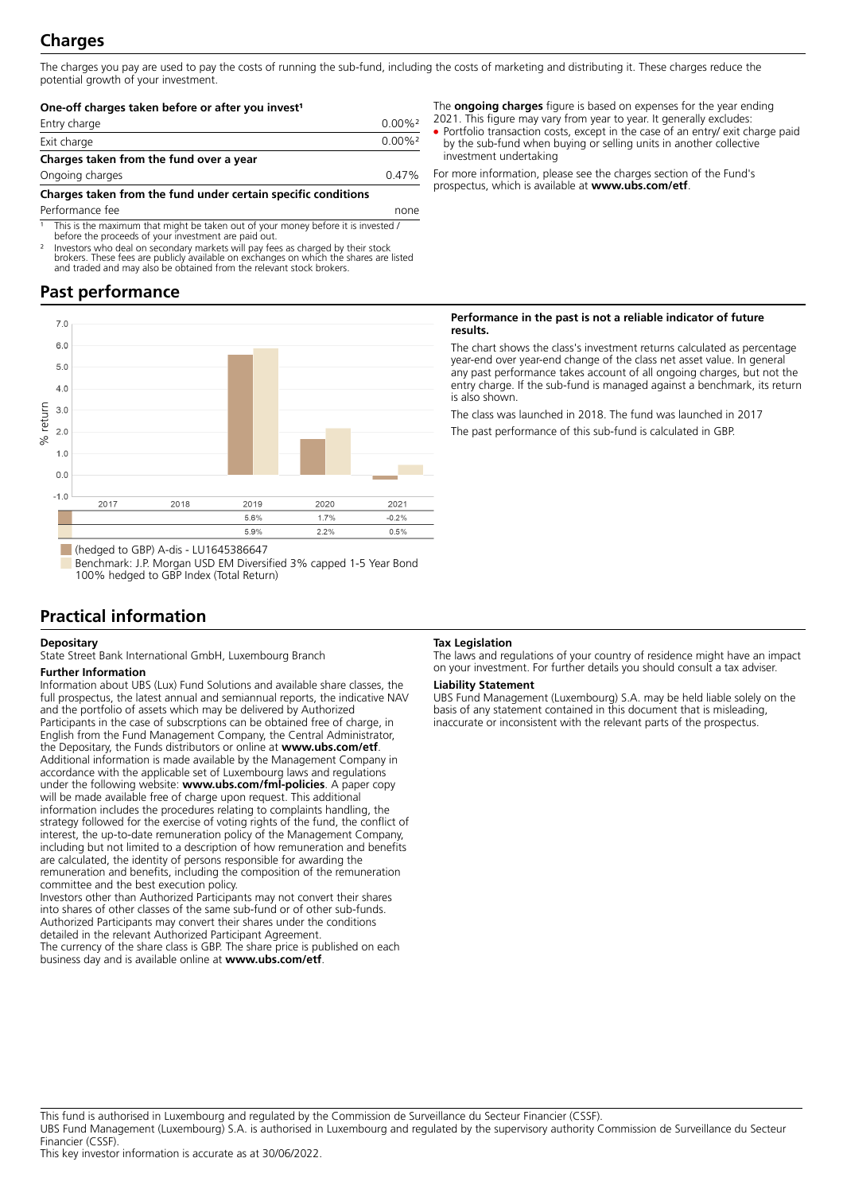## Charges

The charges you pay are used to pay the costs of running the sub-fund, including the costs of marketing and distributing it. These charges reduce the potential growth of your investment.

| | |
|---|---|
| **One-off charges taken before or after you invest[1]** | |
| Entry charge | 0.00%[2] |
| Exit charge | 0.00%[2] |
| **Charges taken from the fund over a year** | |
| Ongoing charges | 0.47% |
| **Charges taken from the fund under certain specific conditions** | |
| Performance fee | none |

[1] This is the maximum that might be taken out of your money before it is invested / before the proceeds of your investment are paid out.

[2] Investors who deal on secondary markets will pay fees as charged by their stock brokers. These fees are publicly available on exchanges on which the shares are listed and traded and may also be obtained from the relevant stock brokers.

The **ongoing charges** figure is based on expenses for the year ending 2021. This figure may vary from year to year. It generally excludes:

- Portfolio transaction costs, except in the case of an entry/ exit charge paid by the sub-fund when buying or selling units in another collective investment undertaking

For more information, please see the charges section of the Fund's prospectus, which is available at **www.ubs.com/etf**.

## Past performance

% return

7.0
6.0
5.0
4.0
3.0
2.0
1.0
0.0
-1.0

2017 2018 2019 2020 2021

5.6% 1.7% -0.2%

5.9% 2.2% 0.5%

(hedged to GBP) A-dis - LU1645386647

Benchmark: J.P. Morgan USD EM Diversified 3% capped 1-5 Year Bond 100% hedged to GBP Index (Total Return)

**Performance in the past is not a reliable indicator of future results.**

The chart shows the class's investment returns calculated as percentage year-end over year-end change of the class net asset value. In general any past performance takes account of all ongoing charges, but not the entry charge. If the sub-fund is managed against a benchmark, its return is also shown.

The class was launched in 2018. The fund was launched in 2017

The past performance of this sub-fund is calculated in GBP.

## Practical information

**Depositary**

State Street Bank International GmbH, Luxembourg Branch

**Further Information**

Information about UBS (Lux) Fund Solutions and available share classes, the full prospectus, the latest annual and semiannual reports, the indicative NAV and the portfolio of assets which may be delivered by Authorized Participants in the case of subscrptions can be obtained free of charge, in English from the Fund Management Company, the Central Administrator, the Depositary, the Funds distributors or online at **www.ubs.com/etf**. Additional information is made available by the Management Company in accordance with the applicable set of Luxembourg laws and regulations under the following website: **www.ubs.com/fml-policies**. A paper copy will be made available free of charge upon request. This additional information includes the procedures relating to complaints handling, the strategy followed for the exercise of voting rights of the fund, the conflict of interest, the up-to-date remuneration policy of the Management Company, including but not limited to a description of how remuneration and benefits are calculated, the identity of persons responsible for awarding the remuneration and benefits, including the composition of the remuneration committee and the best execution policy.

Investors other than Authorized Participants may not convert their shares into shares of other classes of the same sub-fund or of other sub-funds. Authorized Participants may convert their shares under the conditions detailed in the relevant Authorized Participant Agreement.

The currency of the share class is GBP. The share price is published on each business day and is available online at **www.ubs.com/etf**.

**Tax Legislation**

The laws and regulations of your country of residence might have an impact on your investment. For further details you should consult a tax adviser.

**Liability Statement**

UBS Fund Management (Luxembourg) S.A. may be held liable solely on the basis of any statement contained in this document that is misleading, inaccurate or inconsistent with the relevant parts of the prospectus.

This fund is authorised in Luxembourg and regulated by the Commission de Surveillance du Secteur Financier (CSSF).

UBS Fund Management (Luxembourg) S.A. is authorised in Luxembourg and regulated by the supervisory authority Commission de Surveillance du Secteur Financier (CSSF).

This key investor information is accurate as at 30/06/2022.